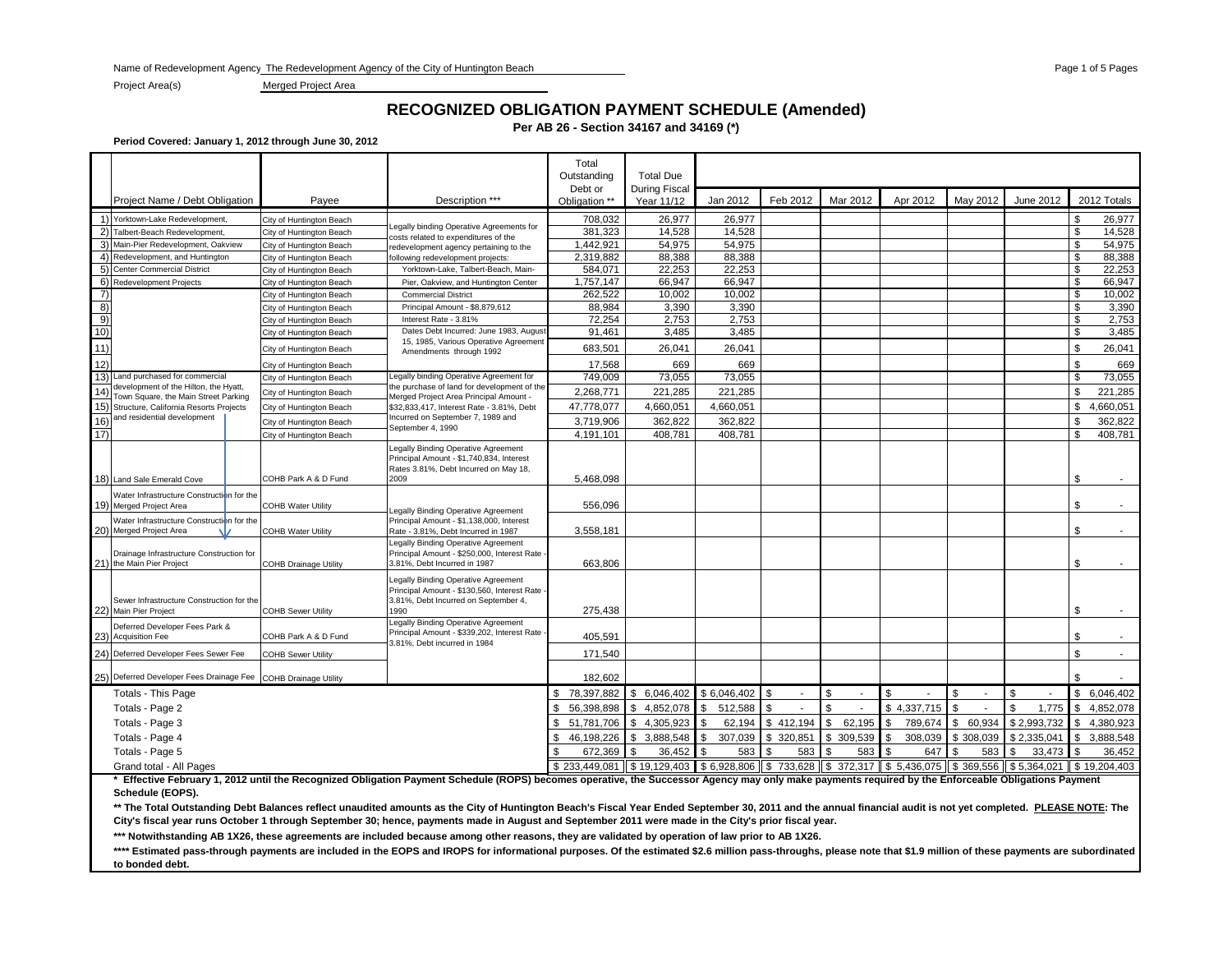Name of Redevelopment Agency The Redevelopment Agency of the City of Huntington Beach

Project Area(s) Merged Project Area

# RECOGNIZED OBLIGATION PAYMENT SCHEDULE (Amended)

**Per AB 26 - Section 34167 and 34169 (*)**

**Period Covered: January 1, 2012 through June 30, 2012**

| | Project Name / Debt Obligation | Payee | Description *** | Total Outstanding Debt or Obligation ** | Total Due During Fiscal Year 11/12 | Jan 2012 | Feb 2012 | Mar 2012 | Apr 2012 | May 2012 | June 2012 | 2012 Totals |
|---|---|---|---|---|---|---|---|---|---|---|---|---|
| 1) | Yorktown-Lake Redevelopment, | City of Huntington Beach | Legally binding Operative Agreements for costs related to expenditures of the redevelopment agency pertaining to the following redevelopment projects: | 708,032 | 26,977 | 26,977 | | | | | | $ 26,977 |
| 2) | Talbert-Beach Redevelopment, | City of Huntington Beach | | 381,323 | 14,528 | 14,528 | | | | | | $ 14,528 |
| 3) | Main-Pier Redevelopment, Oakview | City of Huntington Beach | | 1,442,921 | 54,975 | 54,975 | | | | | | $ 54,975 |
| 4) | Redevelopment, and Huntington | City of Huntington Beach | | 2,319,882 | 88,388 | 88,388 | | | | | | $ 88,388 |
| 5) | Center Commercial District | City of Huntington Beach | Yorktown-Lake, Talbert-Beach, Main- | 584,071 | 22,253 | 22,253 | | | | | | $ 22,253 |
| 6) | Redevelopment Projects | City of Huntington Beach | Pier, Oakview, and Huntington Center | 1,757,147 | 66,947 | 66,947 | | | | | | $ 66,947 |
| 7) | | City of Huntington Beach | Commercial District | 262,522 | 10,002 | 10,002 | | | | | | $ 10,002 |
| 8) | | City of Huntington Beach | Principal Amount - $8,879,612 | 88,984 | 3,390 | 3,390 | | | | | | $ 3,390 |
| 9) | | City of Huntington Beach | Interest Rate - 3.81% | 72,254 | 2,753 | 2,753 | | | | | | $ 2,753 |
| 10) | | City of Huntington Beach | Dates Debt Incurred: June 1983, August | 91,461 | 3,485 | 3,485 | | | | | | $ 3,485 |
| 11) | | City of Huntington Beach | 15, 1985, Various Operative Agreement Amendments through 1992 | 683,501 | 26,041 | 26,041 | | | | | | $ 26,041 |
| 12) | | City of Huntington Beach | | 17,568 | 669 | 669 | | | | | | $ 669 |
| 13) | Land purchased for commercial | City of Huntington Beach | Legally binding Operative Agreement for | 749,009 | 73,055 | 73,055 | | | | | | $ 73,055 |
| 14) | development of the Hilton, the Hyatt, Town Square, the Main Street Parking | City of Huntington Beach | the purchase of land for development of the Merged Project Area Principal Amount - | 2,268,771 | 221,285 | 221,285 | | | | | | $ 221,285 |
| 15) | Structure, California Resorts Projects | City of Huntington Beach | $32,833,417, Interest Rate - 3.81%, Debt | 47,778,077 | 4,660,051 | 4,660,051 | | | | | | $ 4,660,051 |
| 16) | and residential development | City of Huntington Beach | Incurred on September 7, 1989 and September 4, 1990 | 3,719,906 | 362,822 | 362,822 | | | | | | $ 362,822 |
| 17) | | City of Huntington Beach | | 4,191,101 | 408,781 | 408,781 | | | | | | $ 408,781 |
| 18) | Land Sale Emerald Cove | COHB Park A & D Fund | Legally Binding Operative Agreement Principal Amount - $1,740,834, Interest Rates 3.81%, Debt Incurred on May 18, 2009 | 5,468,098 | | | | | | | | $ - |
| 19) | Water Infrastructure Construction for the Merged Project Area | COHB Water Utility | Legally Binding Operative Agreement Principal Amount - $1,138,000, Interest Rate - 3.81%, Debt Incurred in 1987 | 556,096 | | | | | | | | $ - |
| 20) | Water Infrastructure Construction for the Merged Project Area | COHB Water Utility | | 3,558,181 | | | | | | | | $ - |
| 21) | Drainage Infrastructure Construction for the Main Pier Project | COHB Drainage Utility | Legally Binding Operative Agreement Principal Amount - $250,000, Interest Rate - 3.81%, Debt Incurred in 1987 | 663,806 | | | | | | | | $ - |
| 22) | Sewer Infrastructure Construction for the Main Pier Project | COHB Sewer Utility | Legally Binding Operative Agreement Principal Amount - $130,560, Interest Rate - 3.81%, Debt Incurred on September 4, 1990 | 275,438 | | | | | | | | $ - |
| 23) | Deferred Developer Fees Park & Acquisition Fee | COHB Park A & D Fund | Legally Binding Operative Agreement Principal Amount - $339,202, Interest Rate - 3.81%, Debt incurred in 1984 | 405,591 | | | | | | | | $ - |
| 24) | Deferred Developer Fees Sewer Fee | COHB Sewer Utility | | 171,540 | | | | | | | | $ - |
| 25) | Deferred Developer Fees Drainage Fee | COHB Drainage Utility | | 182,602 | | | | | | | | $ - |
| | Totals - This Page | | | $ 78,397,882 | $ 6,046,402 | $ 6,046,402 | $ - | $ - | $ - | $ - | $ - | $ 6,046,402 |
| | Totals - Page 2 | | | $ 56,398,898 | $ 4,852,078 | $ 512,588 | $ - | $ - | $ 4,337,715 | $ - | $ 1,775 | $ 4,852,078 |
| | Totals - Page 3 | | | $ 51,781,706 | $ 4,305,923 | $ 62,194 | $ 412,194 | $ 62,195 | $ 789,674 | $ 60,934 | $ 2,993,732 | $ 4,380,923 |
| | Totals - Page 4 | | | $ 46,198,226 | $ 3,888,548 | $ 307,039 | $ 320,851 | $ 309,539 | $ 308,039 | $ 308,039 | $ 2,335,041 | $ 3,888,548 |
| | Totals - Page 5 | | | $ 672,369 | $ 36,452 | $ 583 | $ 583 | $ 583 | $ 647 | $ 583 | $ 33,473 | $ 36,452 |
| | Grand total - All Pages | | | $ 233,449,081 | $ 19,129,403 | $ 6,928,806 | $ 733,628 | $ 372,317 | $ 5,436,075 | $ 369,556 | $ 5,364,021 | $ 19,204,403 |

**\* Effective February 1, 2012 until the Recognized Obligation Payment Schedule (ROPS) becomes operative, the Successor Agency may only make payments required by the Enforceable Obligations Payment Schedule (EOPS).**

**\*\* The Total Outstanding Debt Balances reflect unaudited amounts as the City of Huntington Beach's Fiscal Year Ended September 30, 2011 and the annual financial audit is not yet completed. PLEASE NOTE: The City's fiscal year runs October 1 through September 30; hence, payments made in August and September 2011 were made in the City's prior fiscal year.**

**\*\*\* Notwithstanding AB 1X26, these agreements are included because among other reasons, they are validated by operation of law prior to AB 1X26.**

**\*\*\*\* Estimated pass-through payments are included in the EOPS and IROPS for informational purposes. Of the estimated $2.6 million pass-throughs, please note that $1.9 million of these payments are subordinated to bonded debt.**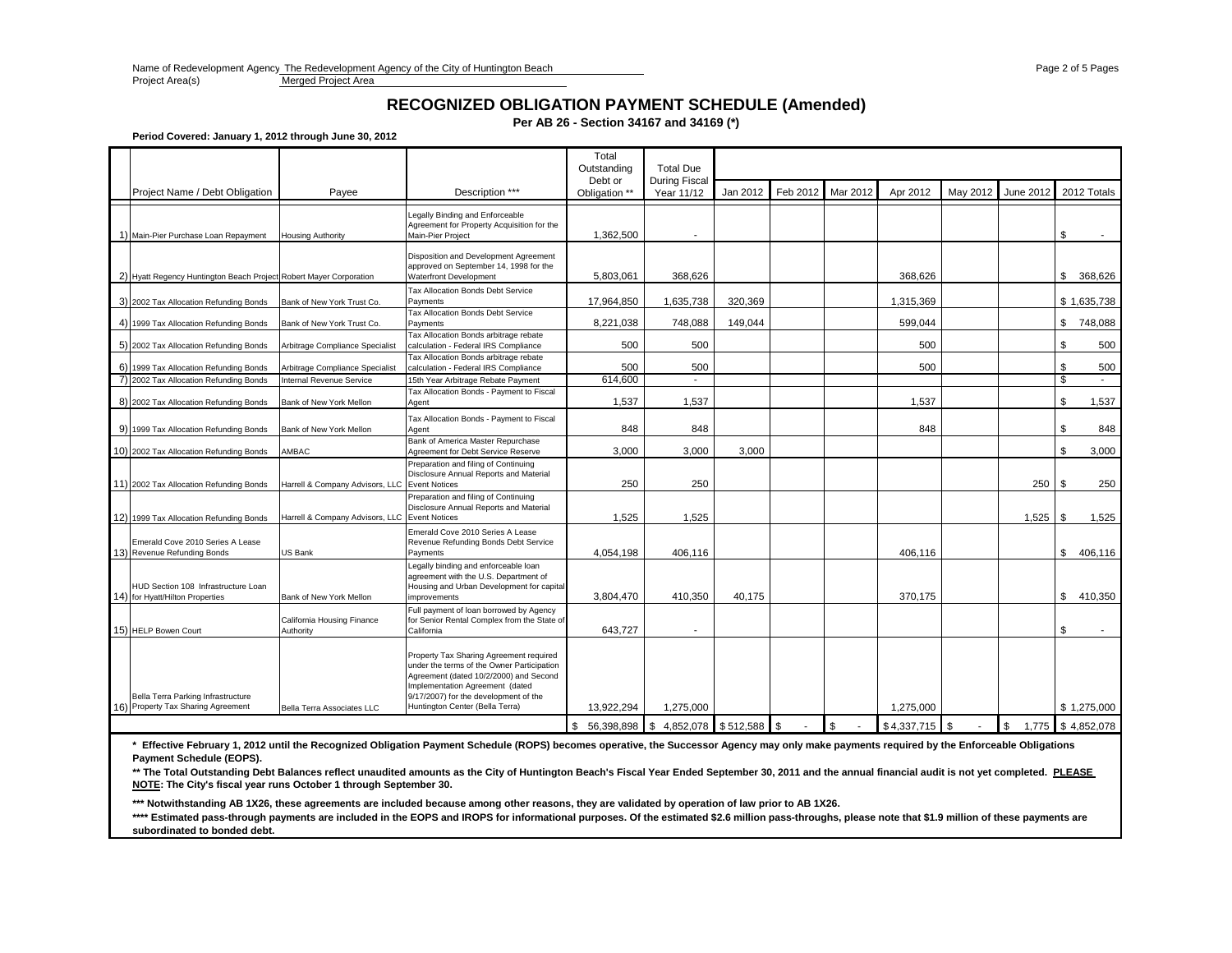Name of Redevelopment Agency The Redevelopment Agency of the City of Huntington Beach
Project Area(s) Merged Project Area

# RECOGNIZED OBLIGATION PAYMENT SCHEDULE (Amended)

**Per AB 26 - Section 34167 and 34169 (*)**

**Period Covered: January 1, 2012 through June 30, 2012**

| | Project Name / Debt Obligation | Payee | Description *** | Total Outstanding Debt or Obligation ** | Total Due During Fiscal Year 11/12 | Jan 2012 | Feb 2012 | Mar 2012 | Apr 2012 | May 2012 | June 2012 | 2012 Totals |
|---|---|---|---|---|---|---|---|---|---|---|---|---|
| 1) | Main-Pier Purchase Loan Repayment | Housing Authority | Legally Binding and Enforceable Agreement for Property Acquisition for the Main-Pier Project | 1,362,500 | - | | | | | | | $ - |
| 2) | Hyatt Regency Huntington Beach Project | Robert Mayer Corporation | Disposition and Development Agreement approved on September 14, 1998 for the Waterfront Development | 5,803,061 | 368,626 | | | | 368,626 | | | $ 368,626 |
| 3) | 2002 Tax Allocation Refunding Bonds | Bank of New York Trust Co. | Tax Allocation Bonds Debt Service Payments | 17,964,850 | 1,635,738 | 320,369 | | | 1,315,369 | | | $ 1,635,738 |
| 4) | 1999 Tax Allocation Refunding Bonds | Bank of New York Trust Co. | Tax Allocation Bonds Debt Service Payments | 8,221,038 | 748,088 | 149,044 | | | 599,044 | | | $ 748,088 |
| 5) | 2002 Tax Allocation Refunding Bonds | Arbitrage Compliance Specialist | Tax Allocation Bonds arbitrage rebate calculation - Federal IRS Compliance | 500 | 500 | | | | 500 | | | $ 500 |
| 6) | 1999 Tax Allocation Refunding Bonds | Arbitrage Compliance Specialist | Tax Allocation Bonds arbitrage rebate calculation - Federal IRS Compliance | 500 | 500 | | | | 500 | | | $ 500 |
| 7) | 2002 Tax Allocation Refunding Bonds | Internal Revenue Service | 15th Year Arbitrage Rebate Payment | 614,600 | - | | | | | | | $ - |
| 8) | 2002 Tax Allocation Refunding Bonds | Bank of New York Mellon | Tax Allocation Bonds - Payment to Fiscal Agent | 1,537 | 1,537 | | | | 1,537 | | | $ 1,537 |
| 9) | 1999 Tax Allocation Refunding Bonds | Bank of New York Mellon | Tax Allocation Bonds - Payment to Fiscal Agent | 848 | 848 | | | | 848 | | | $ 848 |
| 10) | 2002 Tax Allocation Refunding Bonds | AMBAC | Bank of America Master Repurchase Agreement for Debt Service Reserve | 3,000 | 3,000 | 3,000 | | | | | | $ 3,000 |
| 11) | 2002 Tax Allocation Refunding Bonds | Harrell & Company Advisors, LLC | Preparation and filing of Continuing Disclosure Annual Reports and Material Event Notices | 250 | 250 | | | | | | 250 | $ 250 |
| 12) | 1999 Tax Allocation Refunding Bonds | Harrell & Company Advisors, LLC | Preparation and filing of Continuing Disclosure Annual Reports and Material Event Notices | 1,525 | 1,525 | | | | | | 1,525 | $ 1,525 |
| 13) | Emerald Cove 2010 Series A Lease Revenue Refunding Bonds | US Bank | Emerald Cove 2010 Series A Lease Revenue Refunding Bonds Debt Service Payments | 4,054,198 | 406,116 | | | | 406,116 | | | $ 406,116 |
| 14) | HUD Section 108 Infrastructure Loan for Hyatt/Hilton Properties | Bank of New York Mellon | Legally binding and enforceable loan agreement with the U.S. Department of Housing and Urban Development for capital improvements | 3,804,470 | 410,350 | 40,175 | | | 370,175 | | | $ 410,350 |
| 15) | HELP Bowen Court | California Housing Finance Authority | Full payment of loan borrowed by Agency for Senior Rental Complex from the State of California | 643,727 | - | | | | | | | $ - |
| 16) | Bella Terra Parking Infrastructure Property Tax Sharing Agreement | Bella Terra Associates LLC | Property Tax Sharing Agreement required under the terms of the Owner Participation Agreement (dated 10/2/2000) and Second Implementation Agreement (dated 9/17/2007) for the development of the Huntington Center (Bella Terra) | 13,922,294 | 1,275,000 | | | | 1,275,000 | | | $ 1,275,000 |
| | | | | $ 56,398,898 | $ 4,852,078 | $ 512,588 | $ - | $ - | $ 4,337,715 | $ - | $ 1,775 | $ 4,852,078 |

**\* Effective February 1, 2012 until the Recognized Obligation Payment Schedule (ROPS) becomes operative, the Successor Agency may only make payments required by the Enforceable Obligations Payment Schedule (EOPS).**

**\*\* The Total Outstanding Debt Balances reflect unaudited amounts as the City of Huntington Beach's Fiscal Year Ended September 30, 2011 and the annual financial audit is not yet completed. PLEASE NOTE: The City's fiscal year runs October 1 through September 30.**

**\*\*\* Notwithstanding AB 1X26, these agreements are included because among other reasons, they are validated by operation of law prior to AB 1X26.**

**\*\*\*\* Estimated pass-through payments are included in the EOPS and IROPS for informational purposes. Of the estimated $2.6 million pass-throughs, please note that $1.9 million of these payments are subordinated to bonded debt.**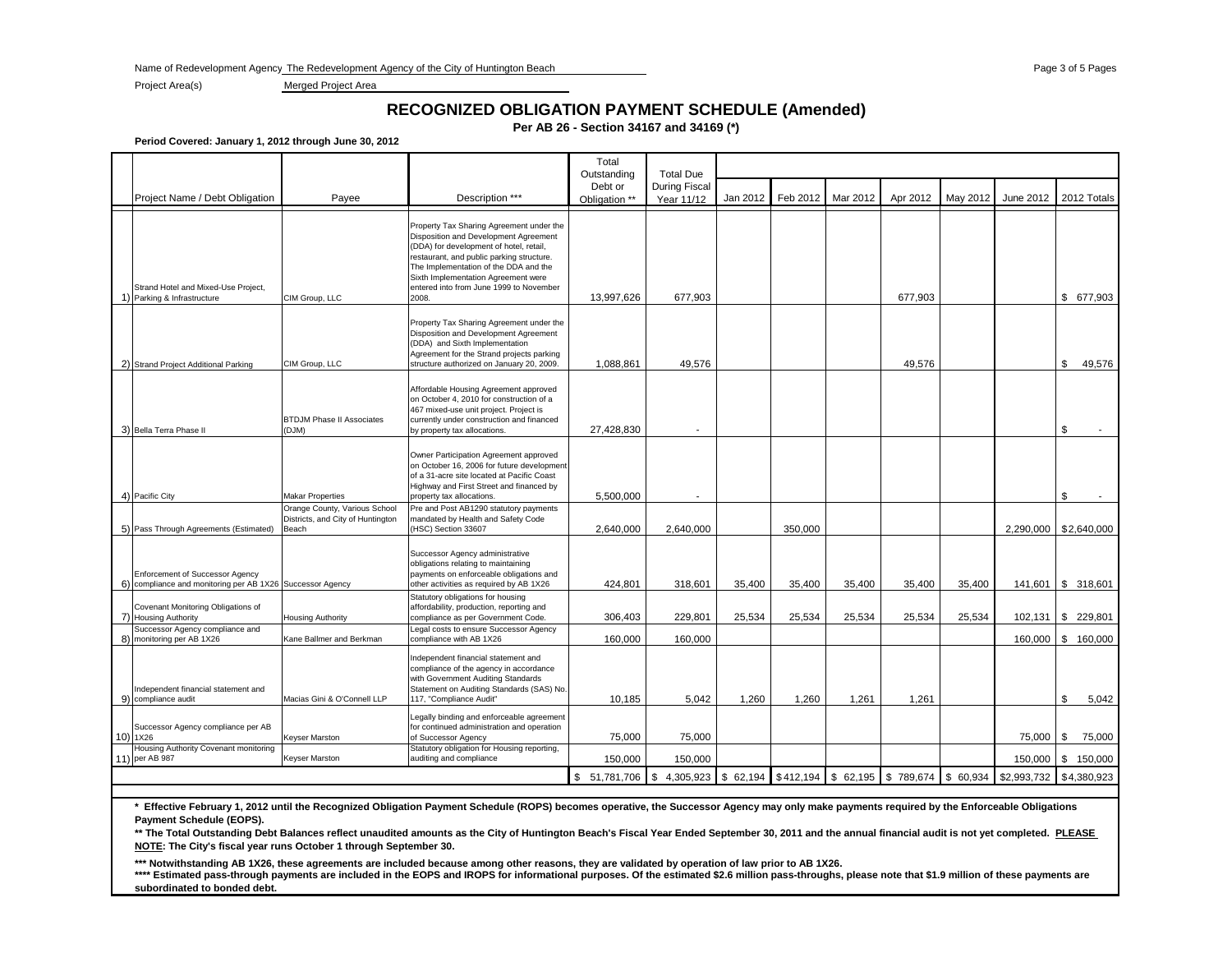Name of Redevelopment Agency The Redevelopment Agency of the City of Huntington Beach

Project Area(s) Merged Project Area

# RECOGNIZED OBLIGATION PAYMENT SCHEDULE (Amended)

**Per AB 26 - Section 34167 and 34169 (*)**

**Period Covered: January 1, 2012 through June 30, 2012**

| | Project Name / Debt Obligation | Payee | Description *** | Total Outstanding Debt or Obligation ** | Total Due During Fiscal Year 11/12 | Jan 2012 | Feb 2012 | Mar 2012 | Apr 2012 | May 2012 | June 2012 | 2012 Totals |
|---|---|---|---|---|---|---|---|---|---|---|---|---|
| 1) | Strand Hotel and Mixed-Use Project, Parking & Infrastructure | CIM Group, LLC | Property Tax Sharing Agreement under the Disposition and Development Agreement (DDA) for development of hotel, retail, restaurant, and public parking structure. The Implementation of the DDA and the Sixth Implementation Agreement were entered into from June 1999 to November 2008. | 13,997,626 | 677,903 | | | | 677,903 | | | $ 677,903 |
| 2) | Strand Project Additional Parking | CIM Group, LLC | Property Tax Sharing Agreement under the Disposition and Development Agreement (DDA) and Sixth Implementation Agreement for the Strand projects parking structure authorized on January 20, 2009. | 1,088,861 | 49,576 | | | | 49,576 | | | $ 49,576 |
| 3) | Bella Terra Phase II | BTDJM Phase II Associates (DJM) | Affordable Housing Agreement approved on October 4, 2010 for construction of a 467 mixed-use unit project. Project is currently under construction and financed by property tax allocations. | 27,428,830 | - | | | | | | | $ - |
| 4) | Pacific City | Makar Properties | Owner Participation Agreement approved on October 16, 2006 for future development of a 31-acre site located at Pacific Coast Highway and First Street and financed by property tax allocations. | 5,500,000 | - | | | | | | | $ - |
| 5) | Pass Through Agreements (Estimated) | Orange County, Various School Districts, and City of Huntington Beach | Pre and Post AB1290 statutory payments mandated by Health and Safety Code (HSC) Section 33607 | 2,640,000 | 2,640,000 | | 350,000 | | | | 2,290,000 | $2,640,000 |
| 6) | Enforcement of Successor Agency compliance and monitoring per AB 1X26 | Successor Agency | Successor Agency administrative obligations relating to maintaining payments on enforceable obligations and other activities as required by AB 1X26 | 424,801 | 318,601 | 35,400 | 35,400 | 35,400 | 35,400 | 35,400 | 141,601 | $ 318,601 |
| 7) | Covenant Monitoring Obligations of Housing Authority | Housing Authority | Statutory obligations for housing affordability, production, reporting and compliance as per Government Code. | 306,403 | 229,801 | 25,534 | 25,534 | 25,534 | 25,534 | 25,534 | 102,131 | $ 229,801 |
| 8) | Successor Agency compliance and monitoring per AB 1X26 | Kane Ballmer and Berkman | Legal costs to ensure Successor Agency compliance with AB 1X26 | 160,000 | 160,000 | | | | | | 160,000 | $ 160,000 |
| 9) | Independent financial statement and compliance audit | Macias Gini & O'Connell LLP | Independent financial statement and compliance of the agency in accordance with Government Auditing Standards Statement on Auditing Standards (SAS) No. 117, "Compliance Audit" | 10,185 | 5,042 | 1,260 | 1,260 | 1,261 | 1,261 | | | $ 5,042 |
| 10) | Successor Agency compliance per AB 1X26 | Keyser Marston | Legally binding and enforceable agreement for continued administration and operation of Successor Agency | 75,000 | 75,000 | | | | | | 75,000 | $ 75,000 |
| 11) | Housing Authority Covenant monitoring per AB 987 | Keyser Marston | Statutory obligation for Housing reporting, auditing and compliance | 150,000 | 150,000 | | | | | | 150,000 | $ 150,000 |
| | | | | $ 51,781,706 | $ 4,305,923 | $ 62,194 | $412,194 | $ 62,195 | $ 789,674 | $ 60,934 | $2,993,732 | $4,380,923 |

**\* Effective February 1, 2012 until the Recognized Obligation Payment Schedule (ROPS) becomes operative, the Successor Agency may only make payments required by the Enforceable Obligations Payment Schedule (EOPS).**

**\*\* The Total Outstanding Debt Balances reflect unaudited amounts as the City of Huntington Beach's Fiscal Year Ended September 30, 2011 and the annual financial audit is not yet completed. <u>PLEASE NOTE</u>: The City's fiscal year runs October 1 through September 30.**

**\*\*\* Notwithstanding AB 1X26, these agreements are included because among other reasons, they are validated by operation of law prior to AB 1X26.**

**\*\*\*\* Estimated pass-through payments are included in the EOPS and IROPS for informational purposes. Of the estimated $2.6 million pass-throughs, please note that $1.9 million of these payments are subordinated to bonded debt.**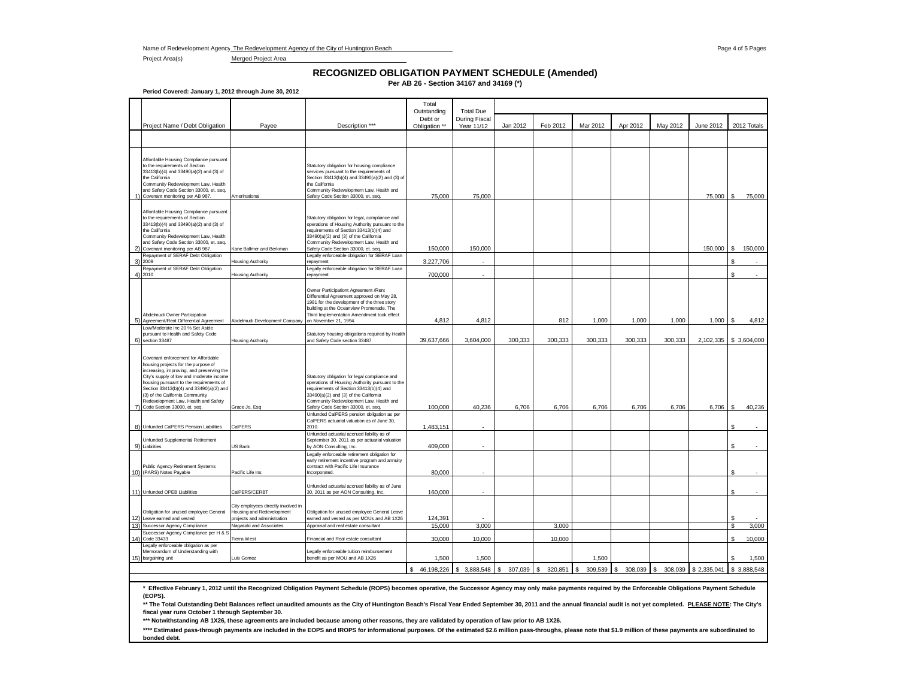Name of Redevelopment Agency The Redevelopment Agency of the City of Huntington Beach

Project Area(s) Merged Project Area

# RECOGNIZED OBLIGATION PAYMENT SCHEDULE (Amended)

**Per AB 26 - Section 34167 and 34169 (*)**

**Period Covered: January 1, 2012 through June 30, 2012**

| | Project Name / Debt Obligation | Payee | Description *** | Total Outstanding Debt or Obligation ** | Total Due During Fiscal Year 11/12 | Jan 2012 | Feb 2012 | Mar 2012 | Apr 2012 | May 2012 | June 2012 | 2012 Totals |
|---|---|---|---|---|---|---|---|---|---|---|---|---|
| 1) | Affordable Housing Compliance pursuant to the requirements of Section 33413(b)(4) and 33490(a)(2) and (3) of the California Community Redevelopment Law, Health and Safety Code Section 33000, et. seq. Covenant monitoring per AB 987. | Amerinational | Statutory obligation for housing compliance services pursuant to the requirements of Section 33413(b)(4) and 33490(a)(2) and (3) of the California Community Redevelopment Law, Health and Safety Code Section 33000, et. seq. | 75,000 | 75,000 | | | | | | 75,000 | $ 75,000 |
| 2) | Affordable Housing Compliance pursuant to the requirements of Section 33413(b)(4) and 33490(a)(2) and (3) of the California Community Redevelopment Law, Health and Safety Code Section 33000, et. seq. Covenant monitoring per AB 987. | Kane Ballmer and Berkman | Statutory obligation for legal, compliance and operations of Housing Authority pursuant to the requirements of Section 33413(b)(4) and 33490(a)(2) and (3) of the California Community Redevelopment Law, Health and Safety Code Section 33000, et. seq. | 150,000 | 150,000 | | | | | | 150,000 | $ 150,000 |
| 3) | Repayment of SERAF Debt Obligation 2009 | Housing Authority | Legally enforceable obligation for SERAF Loan repayment | 3,227,706 | - | | | | | | | $ - |
| 4) | Repayment of SERAF Debt Obligation 2010 | Housing Authority | Legally enforceable obligation for SERAF Loan repayment | 700,000 | - | | | | | | | $ - |
| 5) | Abdelmudi Owner Participation Agreement/Rent Differential Agreement | Abdelmudi Development Company | Owner Participationt Agreement /Rent Differential Agreement approved on May 28, 1991 for the development of the three story building at the Oceanview Promenade. The Third Implementation Amendment took effect on November 21, 1994. | 4,812 | 4,812 | | 812 | 1,000 | 1,000 | 1,000 | 1,000 | $ 4,812 |
| 6) | Low/Moderate Inc 20 % Set Aside pursuant to Health and Safety Code section 33487 | Housing Authority | Statutory housing obligations required by Health and Safety Code section 33487 | 39,637,666 | 3,604,000 | 300,333 | 300,333 | 300,333 | 300,333 | 300,333 | 2,102,335 | $ 3,604,000 |
| 7) | Covenant enforcement for Affordable housing projects for the purpose of increasing, improving, and preserving the City's supply of low and moderate income housing pursuant to the requirements of Section 33413(b)(4) and 33490(a)(2) and (3) of the California Community Redevelopment Law, Health and Safety Code Section 33000, et. seq. | Grace Jo, Esq | Statutory obligation for legal compliance and operations of Housing Authority pursuant to the requirements of Section 33413(b)(4) and 33490(a)(2) and (3) of the California Community Redevelopment Law, Health and Safety Code Section 33000, et. seq. | 100,000 | 40,236 | 6,706 | 6,706 | 6,706 | 6,706 | 6,706 | 6,706 | $ 40,236 |
| 8) | Unfunded CalPERS Pension Liabilities | CalPERS | Unfunded CalPERS pension obligation as per CalPERS actuarial valuation as of June 30, 2010. | 1,483,151 | - | | | | | | | $ - |
| 9) | Unfunded Supplemental Retirement Liabilities | US Bank | Unfunded actuarial accrued liability as of September 30, 2011 as per actuarial valuation by AON Consulting, Inc. | 409,000 | - | | | | | | | $ - |
| 10) | Public Agency Retirement Systems (PARS) Notes Payable | Pacific Life Ins | Legally enforceable retirement obligation for early retirement incentive program and annuity contract with Pacific Life Insurance Incorporated. | 80,000 | - | | | | | | | $ - |
| 11) | Unfunded OPEB Liabilities | CalPERS/CERBT | Unfunded actuarial accrued liability as of June 30, 2011 as per AON Consulting, Inc. | 160,000 | - | | | | | | | $ - |
| 12) | Obligation for unused employee General Leave earned and vested | City employees directly involved in Housing and Redevelopment projects and administration | Obligation for unused employee General Leave earned and vested as per MOUs and AB 1X26 | 124,391 | - | | | | | | | $ - |
| 13) | Successor Agency Compliance | Nagasaki and Associates | Appraisal and real estate consultant | 15,000 | 3,000 | | 3,000 | | | | | $ 3,000 |
| 14) | Successor Agency Compliance per H & S Code 33433 | Tierra West | Financial and Real estate consultant | 30,000 | 10,000 | | 10,000 | | | | | $ 10,000 |
| 15) | Legally enforceable obligation as per Memorandum of Understanding with bargaining unit | Luis Gomez | Legally enforceable tuition reimbursement benefit as per MOU and AB 1X26 | 1,500 | 1,500 | | | 1,500 | | | | $ 1,500 |
| | | | | $ 46,198,226 | $ 3,888,548 | $ 307,039 | $ 320,851 | $ 309,539 | $ 308,039 | $ 308,039 | $ 2,335,041 | $ 3,888,548 |

**\* Effective February 1, 2012 until the Recognized Obligation Payment Schedule (ROPS) becomes operative, the Successor Agency may only make payments required by the Enforceable Obligations Payment Schedule (EOPS).**

**\*\* The Total Outstanding Debt Balances reflect unaudited amounts as the City of Huntington Beach's Fiscal Year Ended September 30, 2011 and the annual financial audit is not yet completed. PLEASE NOTE: The City's fiscal year runs October 1 through September 30.**

**\*\*\* Notwithstanding AB 1X26, these agreements are included because among other reasons, they are validated by operation of law prior to AB 1X26.**

**\*\*\*\* Estimated pass-through payments are included in the EOPS and IROPS for informational purposes. Of the estimated $2.6 million pass-throughs, please note that $1.9 million of these payments are subordinated to bonded debt.**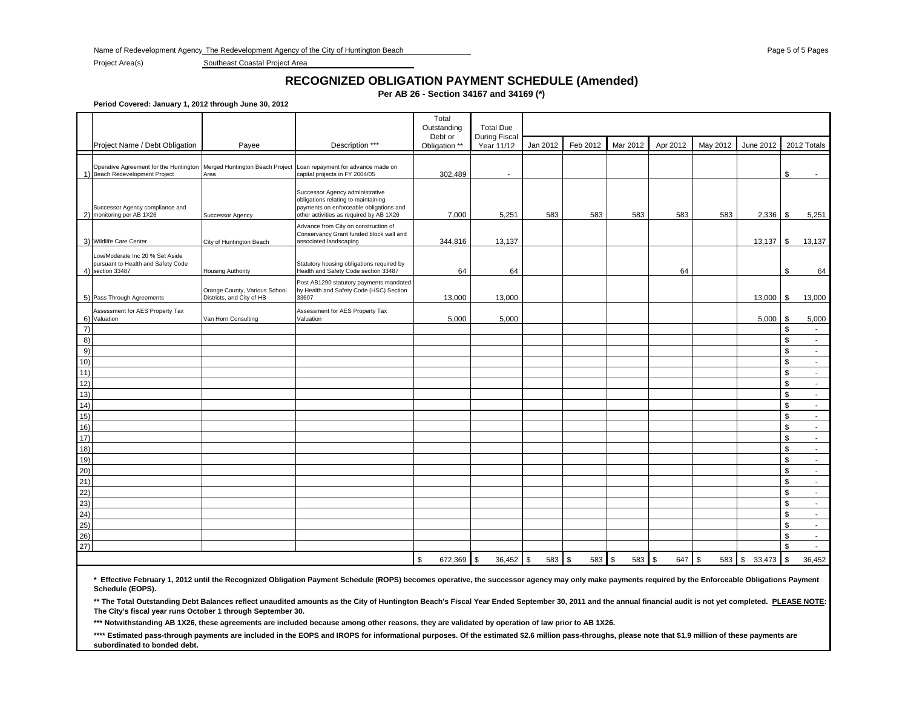Name of Redevelopment Agency: The Redevelopment Agency of the City of Huntington Beach

Project Area(s): Southeast Coastal Project Area

# RECOGNIZED OBLIGATION PAYMENT SCHEDULE (Amended)

**Per AB 26 - Section 34167 and 34169 (*)**

**Period Covered: January 1, 2012 through June 30, 2012**

| | Project Name / Debt Obligation | Payee | Description *** | Total Outstanding Debt or Obligation ** | Total Due During Fiscal Year 11/12 | Jan 2012 | Feb 2012 | Mar 2012 | Apr 2012 | May 2012 | June 2012 | 2012 Totals |
|---|---|---|---|---|---|---|---|---|---|---|---|---|
| 1) | Operative Agreement for the Huntington Beach Redevelopment Project | Merged Huntington Beach Project Area | Loan repayment for advance made on capital projects in FY 2004/05 | 302,489 | - | | | | | | | $ - |
| 2) | Successor Agency compliance and monitoring per AB 1X26 | Successor Agency | Successor Agency administrative obligations relating to maintaining payments on enforceable obligations and other activities as required by AB 1X26 | 7,000 | 5,251 | 583 | 583 | 583 | 583 | 583 | 2,336 | $ 5,251 |
| 3) | Wildlife Care Center | City of Huntington Beach | Advance from City on construction of Conservancy Grant funded block wall and associated landscaping | 344,816 | 13,137 | | | | | | 13,137 | $ 13,137 |
| 4) | Low/Moderate Inc 20 % Set Aside pursuant to Health and Safety Code section 33487 | Housing Authority | Statutory housing obligations required by Health and Safety Code section 33487 | 64 | 64 | | | | 64 | | | $ 64 |
| 5) | Pass Through Agreements | Orange County, Various School Districts, and City of HB | Post AB1290 statutory payments mandated by Health and Safety Code (HSC) Section 33607 | 13,000 | 13,000 | | | | | | 13,000 | $ 13,000 |
| 6) | Assessment for AES Property Tax Valuation | Van Horn Consulting | Assessment for AES Property Tax Valuation | 5,000 | 5,000 | | | | | | 5,000 | $ 5,000 |
| 7) | | | | | | | | | | | | $ - |
| 8) | | | | | | | | | | | | $ - |
| 9) | | | | | | | | | | | | $ - |
| 10) | | | | | | | | | | | | $ - |
| 11) | | | | | | | | | | | | $ - |
| 12) | | | | | | | | | | | | $ - |
| 13) | | | | | | | | | | | | $ - |
| 14) | | | | | | | | | | | | $ - |
| 15) | | | | | | | | | | | | $ - |
| 16) | | | | | | | | | | | | $ - |
| 17) | | | | | | | | | | | | $ - |
| 18) | | | | | | | | | | | | $ - |
| 19) | | | | | | | | | | | | $ - |
| 20) | | | | | | | | | | | | $ - |
| 21) | | | | | | | | | | | | $ - |
| 22) | | | | | | | | | | | | $ - |
| 23) | | | | | | | | | | | | $ - |
| 24) | | | | | | | | | | | | $ - |
| 25) | | | | | | | | | | | | $ - |
| 26) | | | | | | | | | | | | $ - |
| 27) | | | | | | | | | | | | $ - |
| | | | | $ 672,369 | $ 36,452 | $ 583 | $ 583 | $ 583 | $ 647 | $ 583 | $ 33,473 | $ 36,452 |

**\* Effective February 1, 2012 until the Recognized Obligation Payment Schedule (ROPS) becomes operative, the successor agency may only make payments required by the Enforceable Obligations Payment Schedule (EOPS).**

**** The Total Outstanding Debt Balances reflect unaudited amounts as the City of Huntington Beach's Fiscal Year Ended September 30, 2011 and the annual financial audit is not yet completed. <u>PLEASE NOTE</u>: The City's fiscal year runs October 1 through September 30.**

***** Notwithstanding AB 1X26, these agreements are included because among other reasons, they are validated by operation of law prior to AB 1X26.**

****** Estimated pass-through payments are included in the EOPS and IROPS for informational purposes. Of the estimated $2.6 million pass-throughs, please note that $1.9 million of these payments are subordinated to bonded debt.**